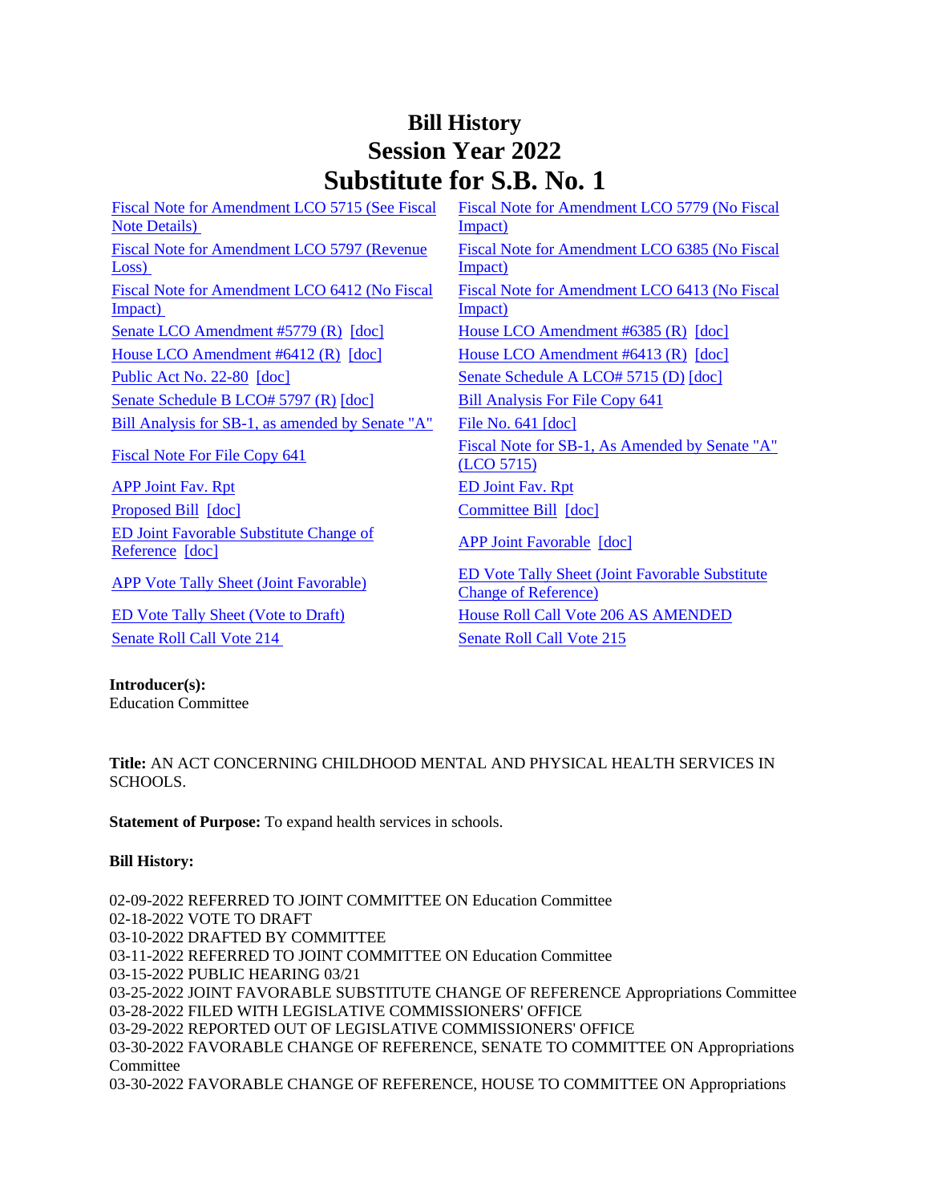# Bill History
## Session Year 2022
## Substitute for S.B. No. 1

| | |
|---|---|
| Fiscal Note for Amendment LCO 5715 (See Fiscal Note Details) | Fiscal Note for Amendment LCO 5779 (No Fiscal Impact) |
| Fiscal Note for Amendment LCO 5797 (Revenue Loss) | Fiscal Note for Amendment LCO 6385 (No Fiscal Impact) |
| Fiscal Note for Amendment LCO 6412 (No Fiscal Impact) | Fiscal Note for Amendment LCO 6413 (No Fiscal Impact) |
| Senate LCO Amendment #5779 (R) [doc] | House LCO Amendment #6385 (R) [doc] |
| House LCO Amendment #6412 (R) [doc] | House LCO Amendment #6413 (R) [doc] |
| Public Act No. 22-80 [doc] | Senate Schedule A LCO# 5715 (D) [doc] |
| Senate Schedule B LCO# 5797 (R) [doc] | Bill Analysis For File Copy 641 |
| Bill Analysis for SB-1, as amended by Senate "A" | File No. 641 [doc] |
| Fiscal Note For File Copy 641 | Fiscal Note for SB-1, As Amended by Senate "A" (LCO 5715) |
| APP Joint Fav. Rpt | ED Joint Fav. Rpt |
| Proposed Bill [doc] | Committee Bill [doc] |
| ED Joint Favorable Substitute Change of Reference [doc] | APP Joint Favorable [doc] |
| APP Vote Tally Sheet (Joint Favorable) | ED Vote Tally Sheet (Joint Favorable Substitute Change of Reference) |
| ED Vote Tally Sheet (Vote to Draft) | House Roll Call Vote 206 AS AMENDED |
| Senate Roll Call Vote 214 | Senate Roll Call Vote 215 |

**Introducer(s):**
Education Committee

**Title:** AN ACT CONCERNING CHILDHOOD MENTAL AND PHYSICAL HEALTH SERVICES IN SCHOOLS.

**Statement of Purpose:** To expand health services in schools.

**Bill History:**

02-09-2022 REFERRED TO JOINT COMMITTEE ON Education Committee
02-18-2022 VOTE TO DRAFT
03-10-2022 DRAFTED BY COMMITTEE
03-11-2022 REFERRED TO JOINT COMMITTEE ON Education Committee
03-15-2022 PUBLIC HEARING 03/21
03-25-2022 JOINT FAVORABLE SUBSTITUTE CHANGE OF REFERENCE Appropriations Committee
03-28-2022 FILED WITH LEGISLATIVE COMMISSIONERS' OFFICE
03-29-2022 REPORTED OUT OF LEGISLATIVE COMMISSIONERS' OFFICE
03-30-2022 FAVORABLE CHANGE OF REFERENCE, SENATE TO COMMITTEE ON Appropriations Committee
03-30-2022 FAVORABLE CHANGE OF REFERENCE, HOUSE TO COMMITTEE ON Appropriations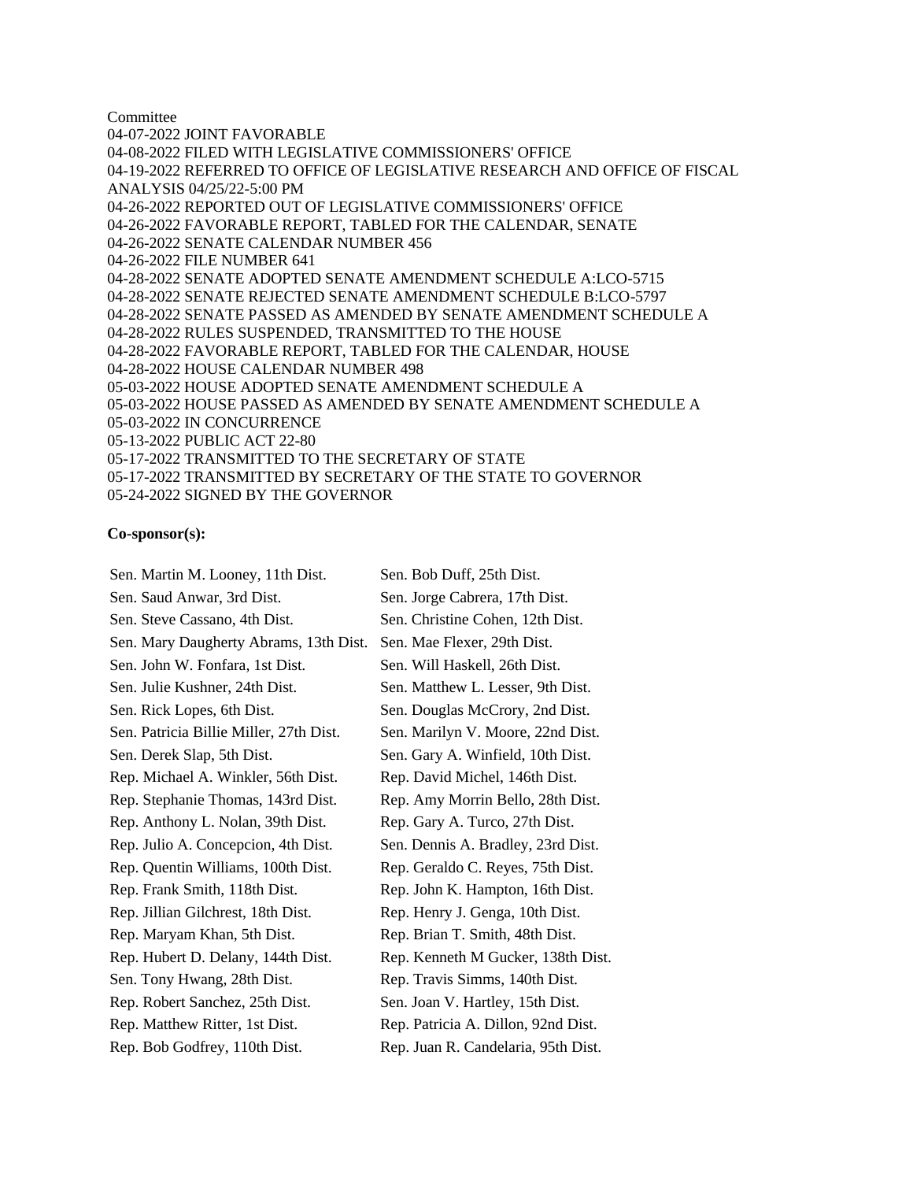Committee
04-07-2022 JOINT FAVORABLE
04-08-2022 FILED WITH LEGISLATIVE COMMISSIONERS' OFFICE
04-19-2022 REFERRED TO OFFICE OF LEGISLATIVE RESEARCH AND OFFICE OF FISCAL ANALYSIS 04/25/22-5:00 PM
04-26-2022 REPORTED OUT OF LEGISLATIVE COMMISSIONERS' OFFICE
04-26-2022 FAVORABLE REPORT, TABLED FOR THE CALENDAR, SENATE
04-26-2022 SENATE CALENDAR NUMBER 456
04-26-2022 FILE NUMBER 641
04-28-2022 SENATE ADOPTED SENATE AMENDMENT SCHEDULE A:LCO-5715
04-28-2022 SENATE REJECTED SENATE AMENDMENT SCHEDULE B:LCO-5797
04-28-2022 SENATE PASSED AS AMENDED BY SENATE AMENDMENT SCHEDULE A
04-28-2022 RULES SUSPENDED, TRANSMITTED TO THE HOUSE
04-28-2022 FAVORABLE REPORT, TABLED FOR THE CALENDAR, HOUSE
04-28-2022 HOUSE CALENDAR NUMBER 498
05-03-2022 HOUSE ADOPTED SENATE AMENDMENT SCHEDULE A
05-03-2022 HOUSE PASSED AS AMENDED BY SENATE AMENDMENT SCHEDULE A
05-03-2022 IN CONCURRENCE
05-13-2022 PUBLIC ACT 22-80
05-17-2022 TRANSMITTED TO THE SECRETARY OF STATE
05-17-2022 TRANSMITTED BY SECRETARY OF THE STATE TO GOVERNOR
05-24-2022 SIGNED BY THE GOVERNOR

**Co-sponsor(s):**

| | |
|---|---|
| Sen. Martin M. Looney, 11th Dist. | Sen. Bob Duff, 25th Dist. |
| Sen. Saud Anwar, 3rd Dist. | Sen. Jorge Cabrera, 17th Dist. |
| Sen. Steve Cassano, 4th Dist. | Sen. Christine Cohen, 12th Dist. |
| Sen. Mary Daugherty Abrams, 13th Dist. | Sen. Mae Flexer, 29th Dist. |
| Sen. John W. Fonfara, 1st Dist. | Sen. Will Haskell, 26th Dist. |
| Sen. Julie Kushner, 24th Dist. | Sen. Matthew L. Lesser, 9th Dist. |
| Sen. Rick Lopes, 6th Dist. | Sen. Douglas McCrory, 2nd Dist. |
| Sen. Patricia Billie Miller, 27th Dist. | Sen. Marilyn V. Moore, 22nd Dist. |
| Sen. Derek Slap, 5th Dist. | Sen. Gary A. Winfield, 10th Dist. |
| Rep. Michael A. Winkler, 56th Dist. | Rep. David Michel, 146th Dist. |
| Rep. Stephanie Thomas, 143rd Dist. | Rep. Amy Morrin Bello, 28th Dist. |
| Rep. Anthony L. Nolan, 39th Dist. | Rep. Gary A. Turco, 27th Dist. |
| Rep. Julio A. Concepcion, 4th Dist. | Sen. Dennis A. Bradley, 23rd Dist. |
| Rep. Quentin Williams, 100th Dist. | Rep. Geraldo C. Reyes, 75th Dist. |
| Rep. Frank Smith, 118th Dist. | Rep. John K. Hampton, 16th Dist. |
| Rep. Jillian Gilchrest, 18th Dist. | Rep. Henry J. Genga, 10th Dist. |
| Rep. Maryam Khan, 5th Dist. | Rep. Brian T. Smith, 48th Dist. |
| Rep. Hubert D. Delany, 144th Dist. | Rep. Kenneth M Gucker, 138th Dist. |
| Sen. Tony Hwang, 28th Dist. | Rep. Travis Simms, 140th Dist. |
| Rep. Robert Sanchez, 25th Dist. | Sen. Joan V. Hartley, 15th Dist. |
| Rep. Matthew Ritter, 1st Dist. | Rep. Patricia A. Dillon, 92nd Dist. |
| Rep. Bob Godfrey, 110th Dist. | Rep. Juan R. Candelaria, 95th Dist. |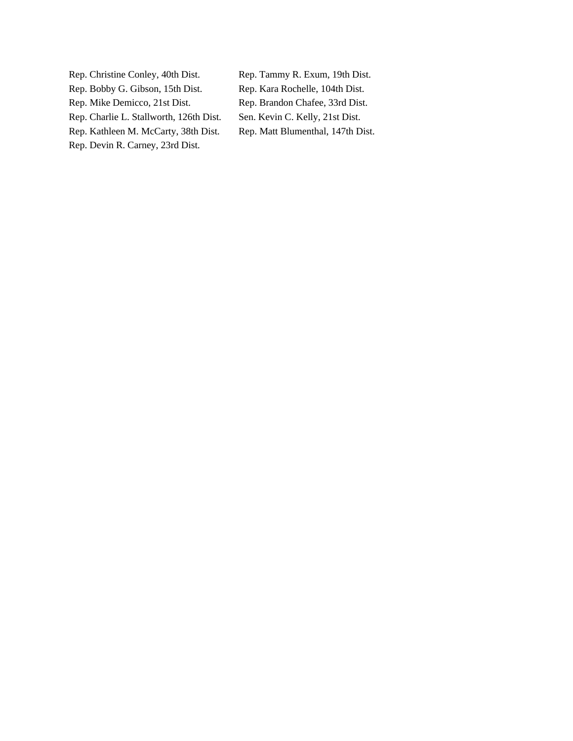Rep. Christine Conley, 40th Dist.
Rep. Bobby G. Gibson, 15th Dist.
Rep. Mike Demicco, 21st Dist.
Rep. Charlie L. Stallworth, 126th Dist.
Rep. Kathleen M. McCarty, 38th Dist.
Rep. Devin R. Carney, 23rd Dist.
Rep. Tammy R. Exum, 19th Dist.
Rep. Kara Rochelle, 104th Dist.
Rep. Brandon Chafee, 33rd Dist.
Sen. Kevin C. Kelly, 21st Dist.
Rep. Matt Blumenthal, 147th Dist.